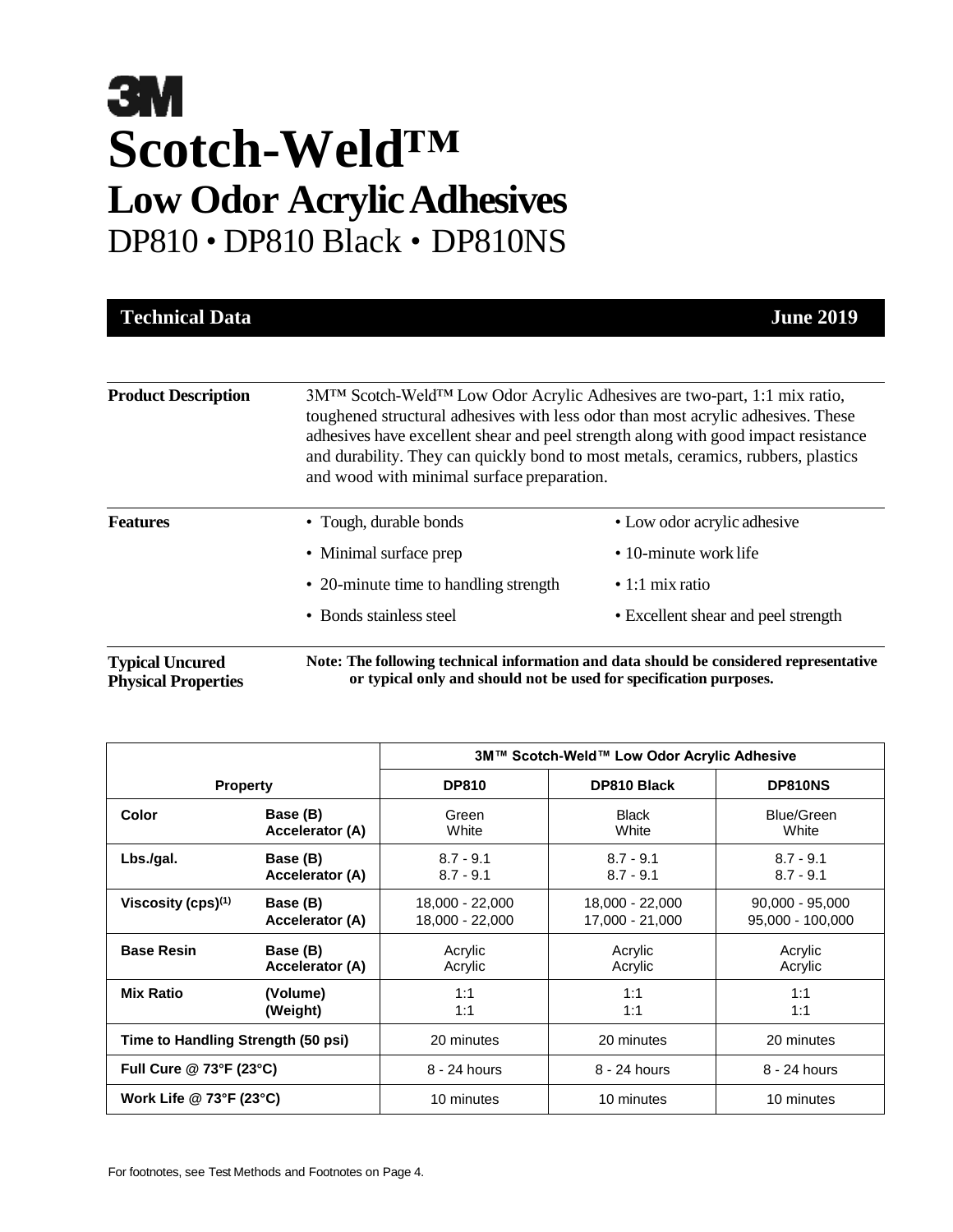# 3M

# Scotch-Weld™

## Low Odor Acrylic Adhesives

DP810 • DP810 Black • DP810NS

**Technical Data** **June 2019**

**Product Description**

3M™ Scotch-Weld™ Low Odor Acrylic Adhesives are two-part, 1:1 mix ratio, toughened structural adhesives with less odor than most acrylic adhesives. These adhesives have excellent shear and peel strength along with good impact resistance and durability. They can quickly bond to most metals, ceramics, rubbers, plastics and wood with minimal surface preparation.

**Features**

- Tough, durable bonds
- Minimal surface prep
- 20-minute time to handling strength
- Bonds stainless steel
- Low odor acrylic adhesive
- 10-minute work life
- 1:1 mix ratio
- Excellent shear and peel strength

**Typical Uncured Physical Properties**

**Note: The following technical information and data should be considered representative or typical only and should not be used for specification purposes.**

| Property | | 3M™ Scotch-Weld™ Low Odor Acrylic Adhesive | | |
|---|---|---|---|---|
| | | **DP810** | **DP810 Black** | **DP810NS** |
| **Color** | Base (B)<br>Accelerator (A) | Green<br>White | Black<br>White | Blue/Green<br>White |
| **Lbs./gal.** | Base (B)<br>Accelerator (A) | 8.7 - 9.1<br>8.7 - 9.1 | 8.7 - 9.1<br>8.7 - 9.1 | 8.7 - 9.1<br>8.7 - 9.1 |
| **Viscosity (cps)(1)** | Base (B)<br>Accelerator (A) | 18,000 - 22,000<br>18,000 - 22,000 | 18,000 - 22,000<br>17,000 - 21,000 | 90,000 - 95,000<br>95,000 - 100,000 |
| **Base Resin** | Base (B)<br>Accelerator (A) | Acrylic<br>Acrylic | Acrylic<br>Acrylic | Acrylic<br>Acrylic |
| **Mix Ratio** | (Volume)<br>(Weight) | 1:1<br>1:1 | 1:1<br>1:1 | 1:1<br>1:1 |
| **Time to Handling Strength (50 psi)** | | 20 minutes | 20 minutes | 20 minutes |
| **Full Cure @ 73°F (23°C)** | | 8 - 24 hours | 8 - 24 hours | 8 - 24 hours |
| **Work Life @ 73°F (23°C)** | | 10 minutes | 10 minutes | 10 minutes |

For footnotes, see Test Methods and Footnotes on Page 4.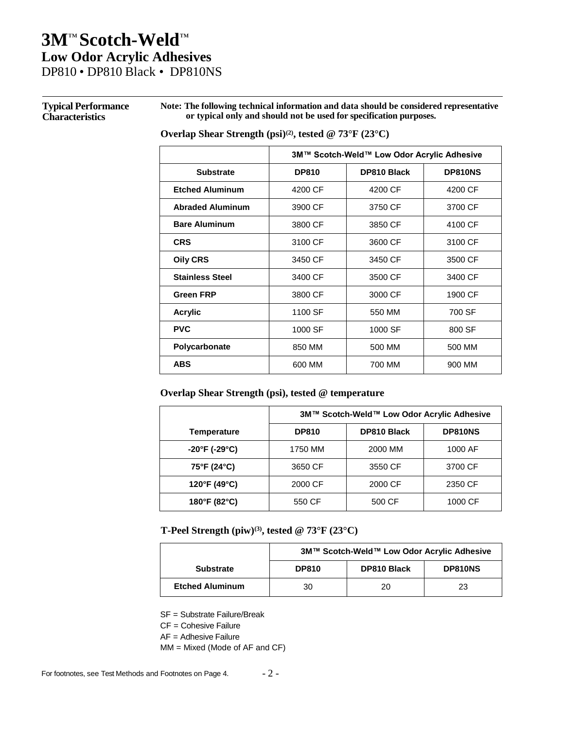# 3M™ Scotch-Weld™
## Low Odor Acrylic Adhesives
DP810 • DP810 Black • DP810NS

### Typical Performance Characteristics

**Note: The following technical information and data should be considered representative or typical only and should not be used for specification purposes.**

**Overlap Shear Strength (psi)[(2)], tested @ 73°F (23°C)**

| | 3M™ Scotch-Weld™ Low Odor Acrylic Adhesive | | |
|---|---|---|---|
| **Substrate** | **DP810** | **DP810 Black** | **DP810NS** |
| **Etched Aluminum** | 4200 CF | 4200 CF | 4200 CF |
| **Abraded Aluminum** | 3900 CF | 3750 CF | 3700 CF |
| **Bare Aluminum** | 3800 CF | 3850 CF | 4100 CF |
| **CRS** | 3100 CF | 3600 CF | 3100 CF |
| **Oily CRS** | 3450 CF | 3450 CF | 3500 CF |
| **Stainless Steel** | 3400 CF | 3500 CF | 3400 CF |
| **Green FRP** | 3800 CF | 3000 CF | 1900 CF |
| **Acrylic** | 1100 SF | 550 MM | 700 SF |
| **PVC** | 1000 SF | 1000 SF | 800 SF |
| **Polycarbonate** | 850 MM | 500 MM | 500 MM |
| **ABS** | 600 MM | 700 MM | 900 MM |

**Overlap Shear Strength (psi), tested @ temperature**

| | 3M™ Scotch-Weld™ Low Odor Acrylic Adhesive | | |
|---|---|---|---|
| **Temperature** | **DP810** | **DP810 Black** | **DP810NS** |
| **-20°F (-29°C)** | 1750 MM | 2000 MM | 1000 AF |
| **75°F (24°C)** | 3650 CF | 3550 CF | 3700 CF |
| **120°F (49°C)** | 2000 CF | 2000 CF | 2350 CF |
| **180°F (82°C)** | 550 CF | 500 CF | 1000 CF |

**T-Peel Strength (piw)[(3)], tested @ 73°F (23°C)**

| | 3M™ Scotch-Weld™ Low Odor Acrylic Adhesive | | |
|---|---|---|---|
| **Substrate** | **DP810** | **DP810 Black** | **DP810NS** |
| **Etched Aluminum** | 30 | 20 | 23 |

SF = Substrate Failure/Break
CF = Cohesive Failure
AF = Adhesive Failure
MM = Mixed (Mode of AF and CF)

For footnotes, see Test Methods and Footnotes on Page 4.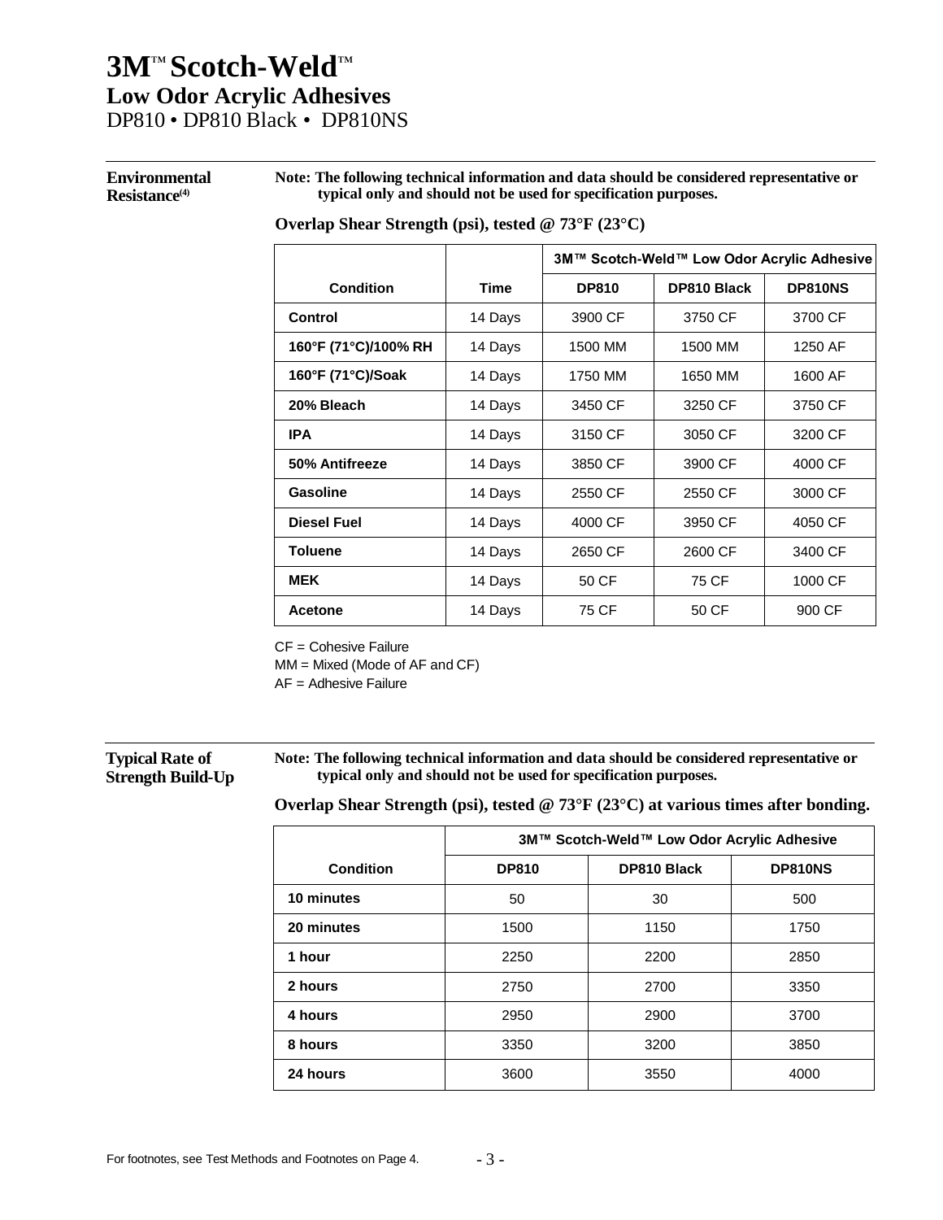# 3M™ Scotch-Weld™
## Low Odor Acrylic Adhesives
DP810 • DP810 Black • DP810NS

### Environmental Resistance[4]

**Note: The following technical information and data should be considered representative or typical only and should not be used for specification purposes.**

**Overlap Shear Strength (psi), tested @ 73°F (23°C)**

| Condition | Time | 3M™ Scotch-Weld™ Low Odor Acrylic Adhesive | | |
|---|---|---|---|---|
| | | **DP810** | **DP810 Black** | **DP810NS** |
| **Control** | 14 Days | 3900 CF | 3750 CF | 3700 CF |
| **160°F (71°C)/100% RH** | 14 Days | 1500 MM | 1500 MM | 1250 AF |
| **160°F (71°C)/Soak** | 14 Days | 1750 MM | 1650 MM | 1600 AF |
| **20% Bleach** | 14 Days | 3450 CF | 3250 CF | 3750 CF |
| **IPA** | 14 Days | 3150 CF | 3050 CF | 3200 CF |
| **50% Antifreeze** | 14 Days | 3850 CF | 3900 CF | 4000 CF |
| **Gasoline** | 14 Days | 2550 CF | 2550 CF | 3000 CF |
| **Diesel Fuel** | 14 Days | 4000 CF | 3950 CF | 4050 CF |
| **Toluene** | 14 Days | 2650 CF | 2600 CF | 3400 CF |
| **MEK** | 14 Days | 50 CF | 75 CF | 1000 CF |
| **Acetone** | 14 Days | 75 CF | 50 CF | 900 CF |

CF = Cohesive Failure
MM = Mixed (Mode of AF and CF)
AF = Adhesive Failure

### Typical Rate of Strength Build-Up

**Note: The following technical information and data should be considered representative or typical only and should not be used for specification purposes.**

**Overlap Shear Strength (psi), tested @ 73°F (23°C) at various times after bonding.**

| Condition | 3M™ Scotch-Weld™ Low Odor Acrylic Adhesive | | |
|---|---|---|---|
| | **DP810** | **DP810 Black** | **DP810NS** |
| **10 minutes** | 50 | 30 | 500 |
| **20 minutes** | 1500 | 1150 | 1750 |
| **1 hour** | 2250 | 2200 | 2850 |
| **2 hours** | 2750 | 2700 | 3350 |
| **4 hours** | 2950 | 2900 | 3700 |
| **8 hours** | 3350 | 3200 | 3850 |
| **24 hours** | 3600 | 3550 | 4000 |

For footnotes, see Test Methods and Footnotes on Page 4.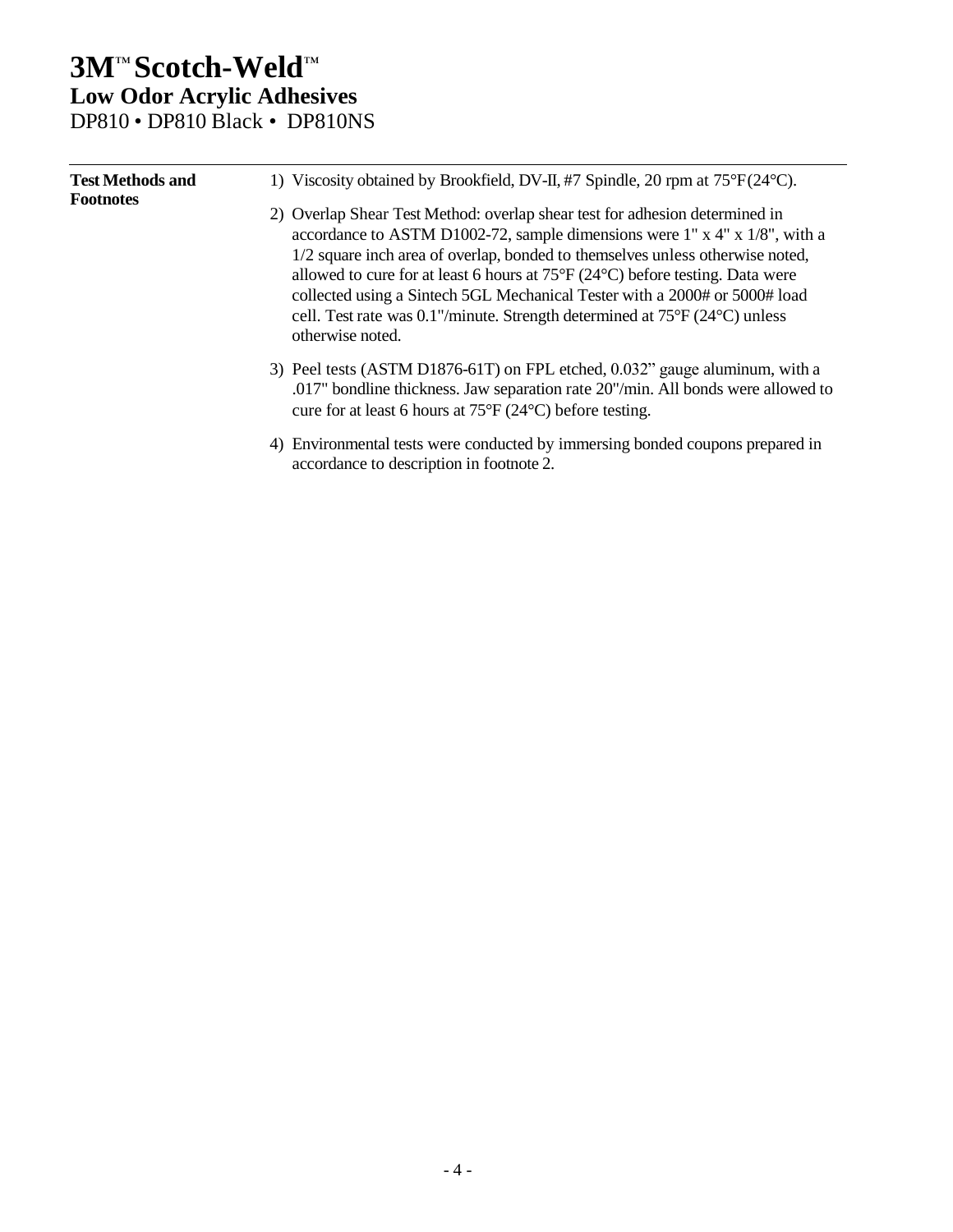# 3M™ Scotch-Weld™
## Low Odor Acrylic Adhesives
DP810 • DP810 Black • DP810NS

**Test Methods and Footnotes**

1) Viscosity obtained by Brookfield, DV-II, #7 Spindle, 20 rpm at 75°F (24°C).

2) Overlap Shear Test Method: overlap shear test for adhesion determined in accordance to ASTM D1002-72, sample dimensions were 1" x 4" x 1/8", with a 1/2 square inch area of overlap, bonded to themselves unless otherwise noted, allowed to cure for at least 6 hours at 75°F (24°C) before testing. Data were collected using a Sintech 5GL Mechanical Tester with a 2000# or 5000# load cell. Test rate was 0.1"/minute. Strength determined at 75°F (24°C) unless otherwise noted.

3) Peel tests (ASTM D1876-61T) on FPL etched, 0.032" gauge aluminum, with a .017" bondline thickness. Jaw separation rate 20"/min. All bonds were allowed to cure for at least 6 hours at 75°F (24°C) before testing.

4) Environmental tests were conducted by immersing bonded coupons prepared in accordance to description in footnote 2.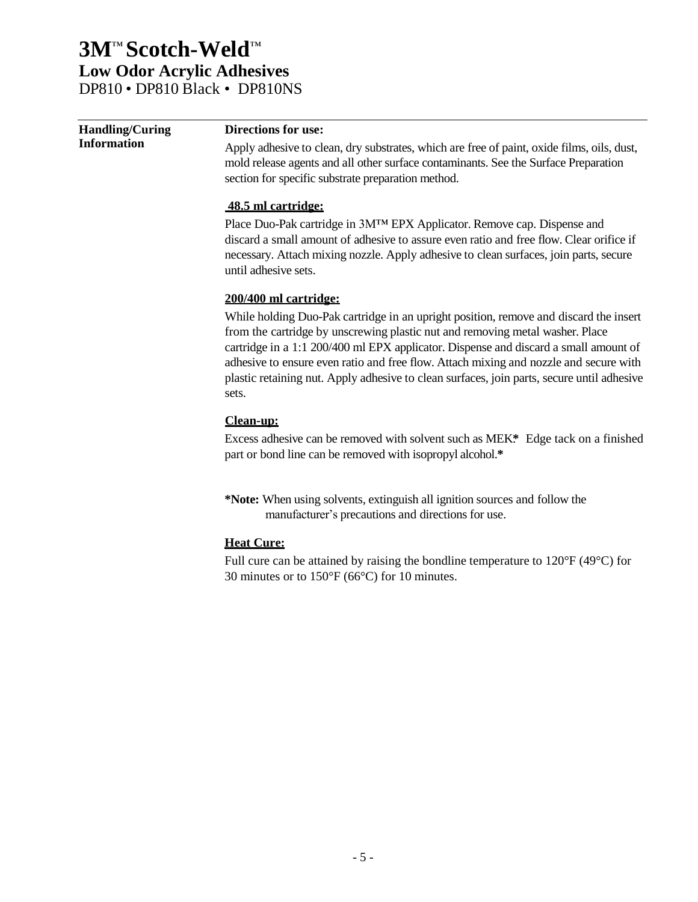# 3M™ Scotch-Weld™
## Low Odor Acrylic Adhesives
DP810 • DP810 Black • DP810NS

**Handling/Curing Information**

**Directions for use:**

Apply adhesive to clean, dry substrates, which are free of paint, oxide films, oils, dust, mold release agents and all other surface contaminants. See the Surface Preparation section for specific substrate preparation method.

**48.5 ml cartridge:**

Place Duo-Pak cartridge in 3M™ EPX Applicator. Remove cap. Dispense and discard a small amount of adhesive to assure even ratio and free flow. Clear orifice if necessary. Attach mixing nozzle. Apply adhesive to clean surfaces, join parts, secure until adhesive sets.

**200/400 ml cartridge:**

While holding Duo-Pak cartridge in an upright position, remove and discard the insert from the cartridge by unscrewing plastic nut and removing metal washer. Place cartridge in a 1:1 200/400 ml EPX applicator. Dispense and discard a small amount of adhesive to ensure even ratio and free flow. Attach mixing and nozzle and secure with plastic retaining nut. Apply adhesive to clean surfaces, join parts, secure until adhesive sets.

**Clean-up:**

Excess adhesive can be removed with solvent such as MEK.* Edge tack on a finished part or bond line can be removed with isopropyl alcohol.*

***Note:** When using solvents, extinguish all ignition sources and follow the manufacturer's precautions and directions for use.

**Heat Cure:**

Full cure can be attained by raising the bondline temperature to 120°F (49°C) for 30 minutes or to 150°F (66°C) for 10 minutes.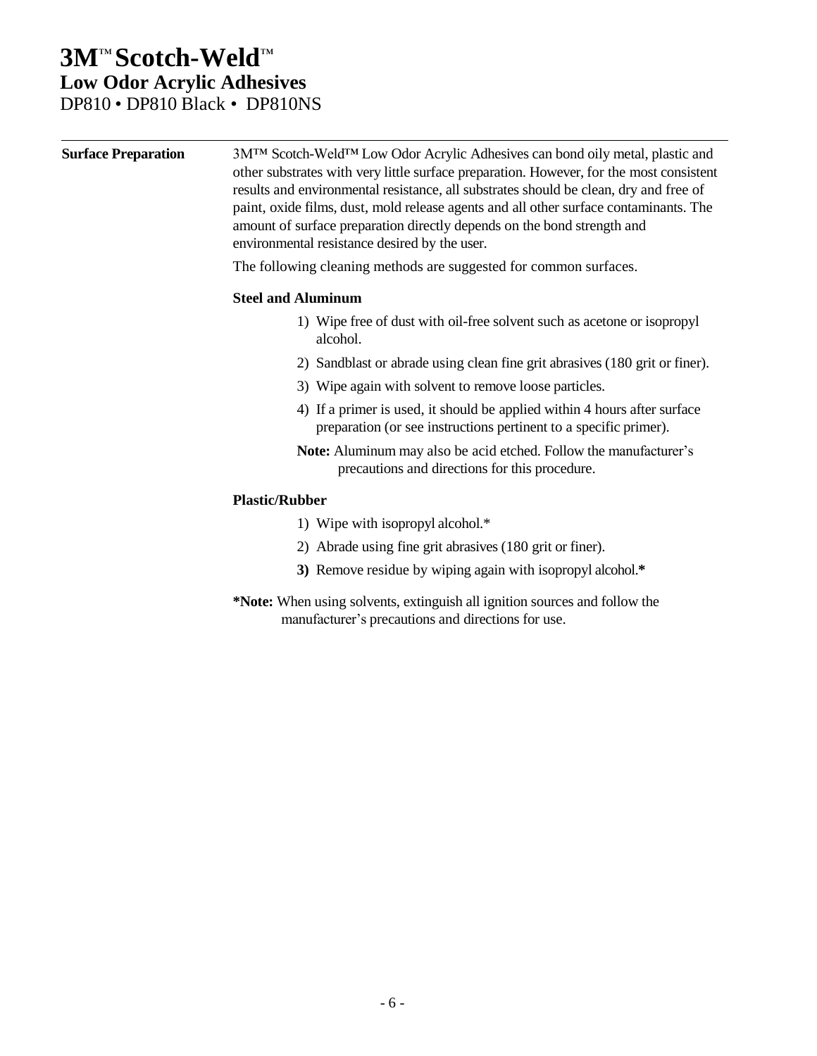# 3M™ Scotch-Weld™
## Low Odor Acrylic Adhesives
DP810 • DP810 Black • DP810NS

---

**Surface Preparation**

3M™ Scotch-Weld™ Low Odor Acrylic Adhesives can bond oily metal, plastic and other substrates with very little surface preparation. However, for the most consistent results and environmental resistance, all substrates should be clean, dry and free of paint, oxide films, dust, mold release agents and all other surface contaminants. The amount of surface preparation directly depends on the bond strength and environmental resistance desired by the user.

The following cleaning methods are suggested for common surfaces.

**Steel and Aluminum**

1) Wipe free of dust with oil-free solvent such as acetone or isopropyl alcohol.
2) Sandblast or abrade using clean fine grit abrasives (180 grit or finer).
3) Wipe again with solvent to remove loose particles.
4) If a primer is used, it should be applied within 4 hours after surface preparation (or see instructions pertinent to a specific primer).

**Note:** Aluminum may also be acid etched. Follow the manufacturer's precautions and directions for this procedure.

**Plastic/Rubber**

1) Wipe with isopropyl alcohol.*
2) Abrade using fine grit abrasives (180 grit or finer).
3) Remove residue by wiping again with isopropyl alcohol.*

**\*Note:** When using solvents, extinguish all ignition sources and follow the manufacturer's precautions and directions for use.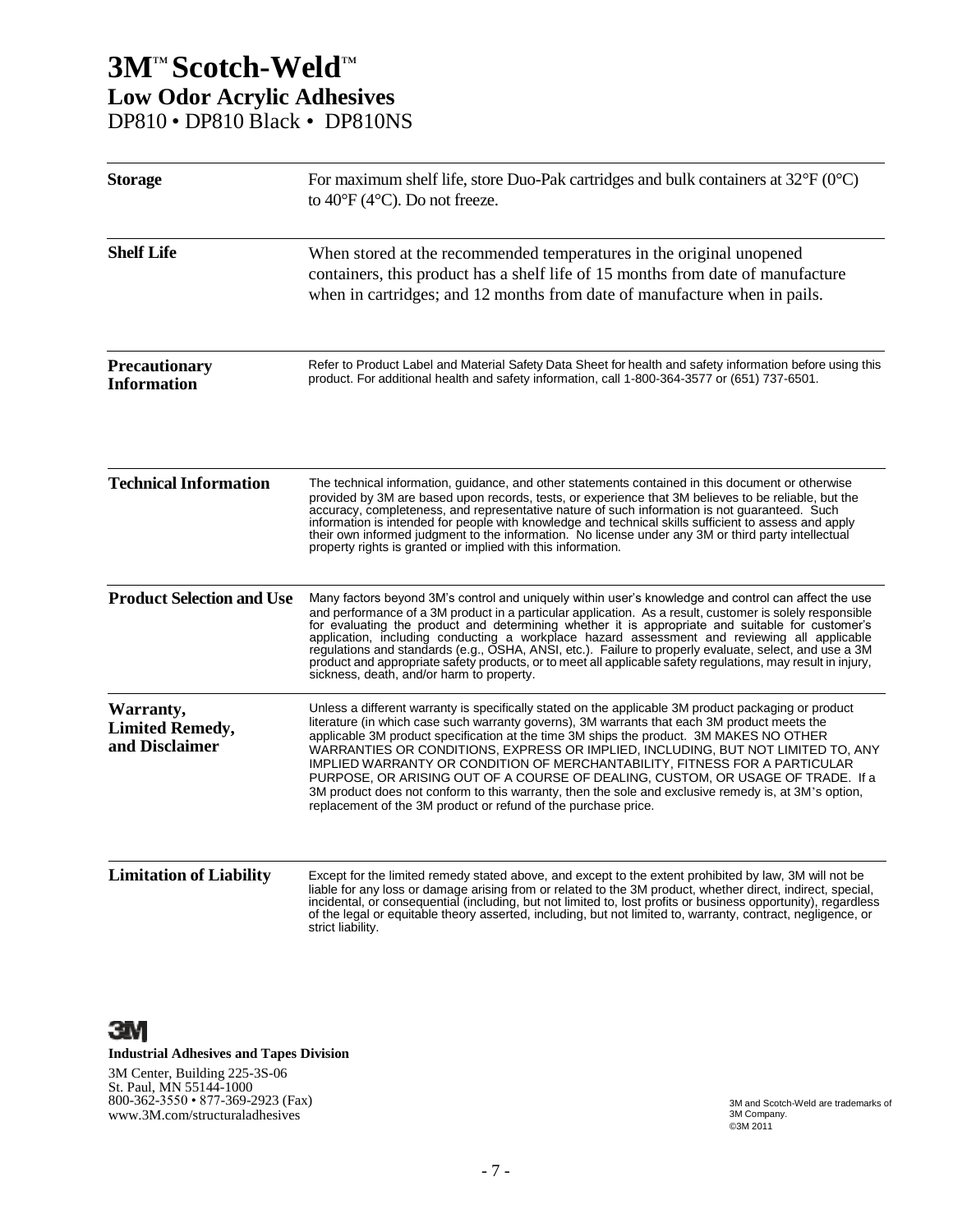# 3M™ Scotch-Weld™

## Low Odor Acrylic Adhesives

DP810 • DP810 Black • DP810NS

| | |
|---|---|
| **Storage** | For maximum shelf life, store Duo-Pak cartridges and bulk containers at 32°F (0°C) to 40°F (4°C). Do not freeze. |
| **Shelf Life** | When stored at the recommended temperatures in the original unopened containers, this product has a shelf life of 15 months from date of manufacture when in cartridges; and 12 months from date of manufacture when in pails. |
| **Precautionary Information** | Refer to Product Label and Material Safety Data Sheet for health and safety information before using this product. For additional health and safety information, call 1-800-364-3577 or (651) 737-6501. |
| **Technical Information** | The technical information, guidance, and other statements contained in this document or otherwise provided by 3M are based upon records, tests, or experience that 3M believes to be reliable, but the accuracy, completeness, and representative nature of such information is not guaranteed. Such information is intended for people with knowledge and technical skills sufficient to assess and apply their own informed judgment to the information. No license under any 3M or third party intellectual property rights is granted or implied with this information. |
| **Product Selection and Use** | Many factors beyond 3M's control and uniquely within user's knowledge and control can affect the use and performance of a 3M product in a particular application. As a result, customer is solely responsible for evaluating the product and determining whether it is appropriate and suitable for customer's application, including conducting a workplace hazard assessment and reviewing all applicable regulations and standards (e.g., OSHA, ANSI, etc.). Failure to properly evaluate, select, and use a 3M product and appropriate safety products, or to meet all applicable safety regulations, may result in injury, sickness, death, and/or harm to property. |
| **Warranty, Limited Remedy, and Disclaimer** | Unless a different warranty is specifically stated on the applicable 3M product packaging or product literature (in which case such warranty governs), 3M warrants that each 3M product meets the applicable 3M product specification at the time 3M ships the product. 3M MAKES NO OTHER WARRANTIES OR CONDITIONS, EXPRESS OR IMPLIED, INCLUDING, BUT NOT LIMITED TO, ANY IMPLIED WARRANTY OR CONDITION OF MERCHANTABILITY, FITNESS FOR A PARTICULAR PURPOSE, OR ARISING OUT OF A COURSE OF DEALING, CUSTOM, OR USAGE OF TRADE. If a 3M product does not conform to this warranty, then the sole and exclusive remedy is, at 3M's option, replacement of the 3M product or refund of the purchase price. |
| **Limitation of Liability** | Except for the limited remedy stated above, and except to the extent prohibited by law, 3M will not be liable for any loss or damage arising from or related to the 3M product, whether direct, indirect, special, incidental, or consequential (including, but not limited to, lost profits or business opportunity), regardless of the legal or equitable theory asserted, including, but not limited to, warranty, contract, negligence, or strict liability. |

3M

**Industrial Adhesives and Tapes Division**

3M Center, Building 225-3S-06
St. Paul, MN 55144-1000
800-362-3550 • 877-369-2923 (Fax)
www.3M.com/structuraladhesives

3M and Scotch-Weld are trademarks of 3M Company.
©3M 2011